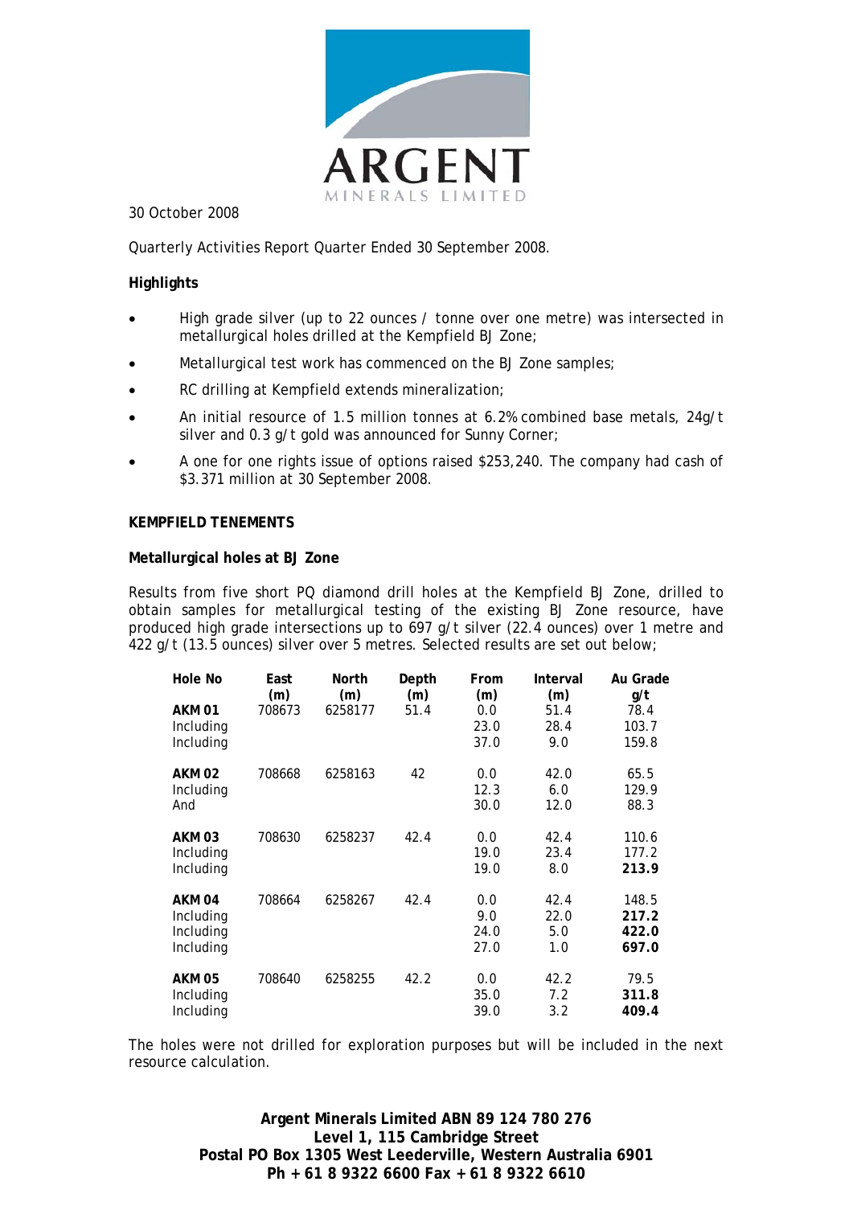ARGENT
MINERALS LIMITED

30 October 2008

Quarterly Activities Report Quarter Ended 30 September 2008.

**Highlights**

- High grade silver (up to 22 ounces / tonne over one metre) was intersected in metallurgical holes drilled at the Kempfield BJ Zone;
- Metallurgical test work has commenced on the BJ Zone samples;
- RC drilling at Kempfield extends mineralization;
- An initial resource of 1.5 million tonnes at 6.2% combined base metals, 24g/t silver and 0.3 g/t gold was announced for Sunny Corner;
- A one for one rights issue of options raised $253,240. The company had cash of $3.371 million at 30 September 2008.

## KEMPFIELD TENEMENTS

### Metallurgical holes at BJ Zone

Results from five short PQ diamond drill holes at the Kempfield BJ Zone, drilled to obtain samples for metallurgical testing of the existing BJ Zone resource, have produced high grade intersections up to 697 g/t silver (22.4 ounces) over 1 metre and 422 g/t (13.5 ounces) silver over 5 metres. Selected results are set out below;

| Hole No | East (m) | North (m) | Depth (m) | From (m) | Interval (m) | Au Grade g/t |
|---|---|---|---|---|---|---|
| **AKM 01** | 708673 | 6258177 | 51.4 | 0.0 | 51.4 | 78.4 |
| Including | | | | 23.0 | 28.4 | 103.7 |
| Including | | | | 37.0 | 9.0 | 159.8 |
| **AKM 02** | 708668 | 6258163 | 42 | 0.0 | 42.0 | 65.5 |
| Including | | | | 12.3 | 6.0 | 129.9 |
| And | | | | 30.0 | 12.0 | 88.3 |
| **AKM 03** | 708630 | 6258237 | 42.4 | 0.0 | 42.4 | 110.6 |
| Including | | | | 19.0 | 23.4 | 177.2 |
| Including | | | | 19.0 | 8.0 | **213.9** |
| **AKM 04** | 708664 | 6258267 | 42.4 | 0.0 | 42.4 | 148.5 |
| Including | | | | 9.0 | 22.0 | **217.2** |
| Including | | | | 24.0 | 5.0 | **422.0** |
| Including | | | | 27.0 | 1.0 | **697.0** |
| **AKM 05** | 708640 | 6258255 | 42.2 | 0.0 | 42.2 | 79.5 |
| Including | | | | 35.0 | 7.2 | **311.8** |
| Including | | | | 39.0 | 3.2 | **409.4** |

The holes were not drilled for exploration purposes but will be included in the next resource calculation.

**Argent Minerals Limited ABN 89 124 780 276**
**Level 1, 115 Cambridge Street**
**Postal PO Box 1305 West Leederville, Western Australia 6901**
**Ph + 61 8 9322 6600 Fax + 61 8 9322 6610**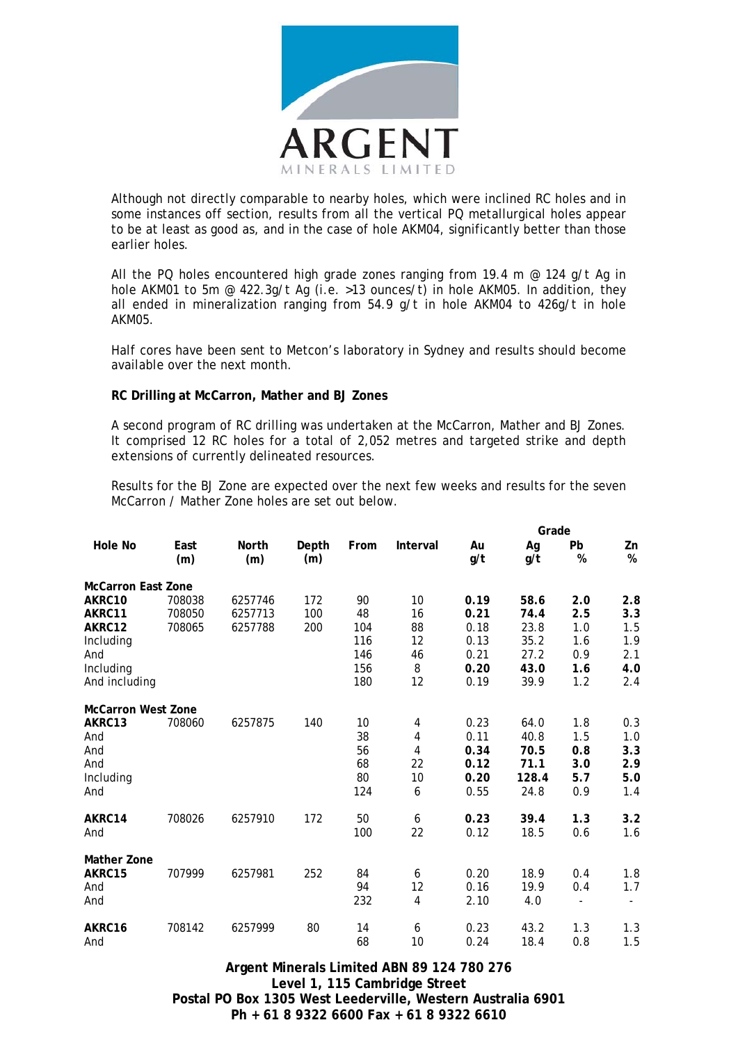Although not directly comparable to nearby holes, which were inclined RC holes and in some instances off section, results from all the vertical PQ metallurgical holes appear to be at least as good as, and in the case of hole AKM04, significantly better than those earlier holes.

All the PQ holes encountered high grade zones ranging from 19.4 m @ 124 g/t Ag in hole AKM01 to 5m @ 422.3g/t Ag (i.e. >13 ounces/t) in hole AKM05. In addition, they all ended in mineralization ranging from 54.9 g/t in hole AKM04 to 426g/t in hole AKM05.

Half cores have been sent to Metcon's laboratory in Sydney and results should become available over the next month.

**RC Drilling at McCarron, Mather and BJ Zones**

A second program of RC drilling was undertaken at the McCarron, Mather and BJ Zones. It comprised 12 RC holes for a total of 2,052 metres and targeted strike and depth extensions of currently delineated resources.

Results for the BJ Zone are expected over the next few weeks and results for the seven McCarron / Mather Zone holes are set out below.

| Hole No | East (m) | North (m) | Depth (m) | From | Interval | Grade | | | |
|---|---|---|---|---|---|---|---|---|---|
| | | | | | | Au g/t | Ag g/t | Pb % | Zn % |
| **McCarron East Zone** | | | | | | | | | |
| **AKRC10** | 708038 | 6257746 | 172 | 90 | 10 | **0.19** | **58.6** | **2.0** | **2.8** |
| **AKRC11** | 708050 | 6257713 | 100 | 48 | 16 | **0.21** | **74.4** | **2.5** | **3.3** |
| **AKRC12** | 708065 | 6257788 | 200 | 104 | 88 | 0.18 | 23.8 | 1.0 | 1.5 |
| Including | | | | 116 | 12 | 0.13 | 35.2 | 1.6 | 1.9 |
| And | | | | 146 | 46 | 0.21 | 27.2 | 0.9 | 2.1 |
| Including | | | | 156 | 8 | **0.20** | **43.0** | **1.6** | **4.0** |
| And including | | | | 180 | 12 | 0.19 | 39.9 | 1.2 | 2.4 |
| **McCarron West Zone** | | | | | | | | | |
| **AKRC13** | 708060 | 6257875 | 140 | 10 | 4 | 0.23 | 64.0 | 1.8 | 0.3 |
| And | | | | 38 | 4 | 0.11 | 40.8 | 1.5 | 1.0 |
| And | | | | 56 | 4 | **0.34** | **70.5** | **0.8** | **3.3** |
| And | | | | 68 | 22 | **0.12** | **71.1** | **3.0** | **2.9** |
| Including | | | | 80 | 10 | **0.20** | **128.4** | **5.7** | **5.0** |
| And | | | | 124 | 6 | 0.55 | 24.8 | 0.9 | 1.4 |
| **AKRC14** | 708026 | 6257910 | 172 | 50 | 6 | **0.23** | **39.4** | **1.3** | **3.2** |
| And | | | | 100 | 22 | 0.12 | 18.5 | 0.6 | 1.6 |
| **Mather Zone** | | | | | | | | | |
| **AKRC15** | 707999 | 6257981 | 252 | 84 | 6 | 0.20 | 18.9 | 0.4 | 1.8 |
| And | | | | 94 | 12 | 0.16 | 19.9 | 0.4 | 1.7 |
| And | | | | 232 | 4 | 2.10 | 4.0 | - | - |
| **AKRC16** | 708142 | 6257999 | 80 | 14 | 6 | 0.23 | 43.2 | 1.3 | 1.3 |
| And | | | | 68 | 10 | 0.24 | 18.4 | 0.8 | 1.5 |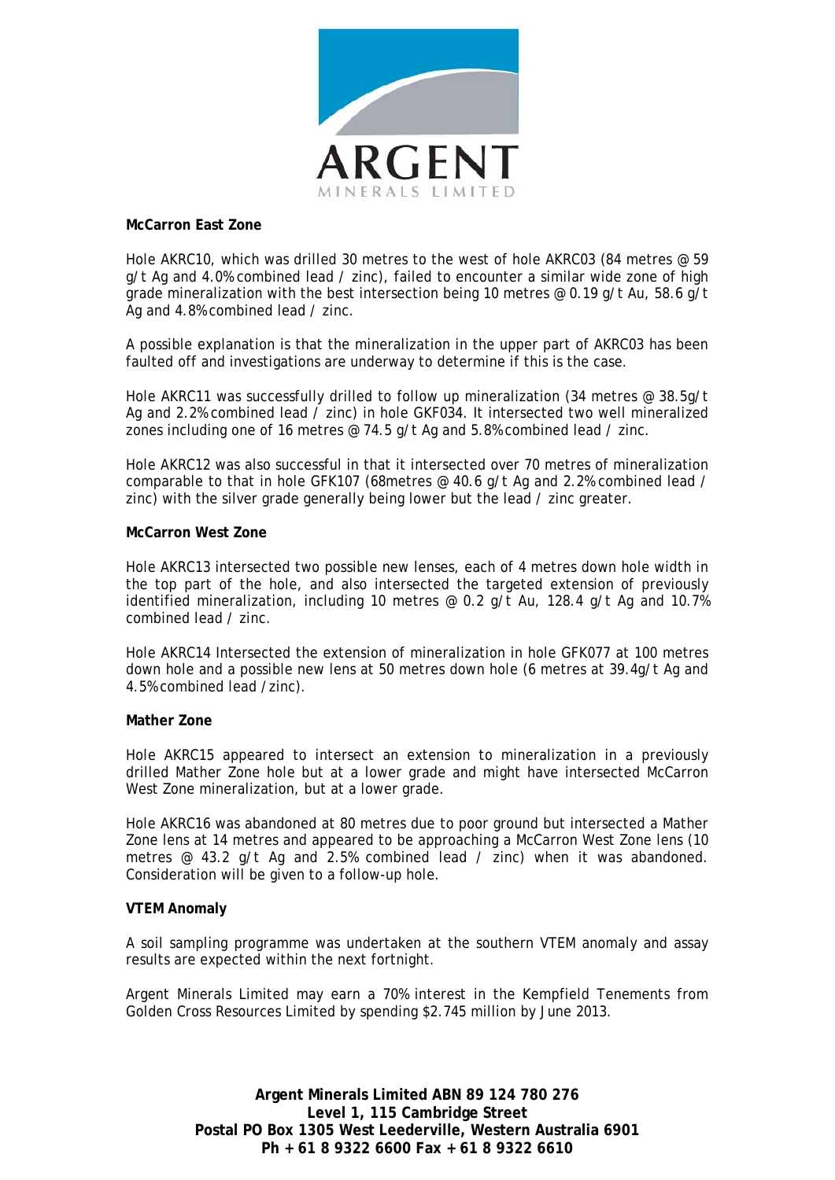**McCarron East Zone**

Hole AKRC10, which was drilled 30 metres to the west of hole AKRC03 (84 metres @ 59 g/t Ag and 4.0% combined lead / zinc), failed to encounter a similar wide zone of high grade mineralization with the best intersection being 10 metres @ 0.19 g/t Au, 58.6 g/t Ag and 4.8% combined lead / zinc.

A possible explanation is that the mineralization in the upper part of AKRC03 has been faulted off and investigations are underway to determine if this is the case.

Hole AKRC11 was successfully drilled to follow up mineralization (34 metres @ 38.5g/t Ag and 2.2% combined lead / zinc) in hole GKF034. It intersected two well mineralized zones including one of 16 metres @ 74.5 g/t Ag and 5.8% combined lead / zinc.

Hole AKRC12 was also successful in that it intersected over 70 metres of mineralization comparable to that in hole GFK107 (68metres @ 40.6 g/t Ag and 2.2% combined lead / zinc) with the silver grade generally being lower but the lead / zinc greater.

**McCarron West Zone**

Hole AKRC13 intersected two possible new lenses, each of 4 metres down hole width in the top part of the hole, and also intersected the targeted extension of previously identified mineralization, including 10 metres @ 0.2 g/t Au, 128.4 g/t Ag and 10.7% combined lead / zinc.

Hole AKRC14 Intersected the extension of mineralization in hole GFK077 at 100 metres down hole and a possible new lens at 50 metres down hole (6 metres at 39.4g/t Ag and 4.5% combined lead /zinc).

**Mather Zone**

Hole AKRC15 appeared to intersect an extension to mineralization in a previously drilled Mather Zone hole but at a lower grade and might have intersected McCarron West Zone mineralization, but at a lower grade.

Hole AKRC16 was abandoned at 80 metres due to poor ground but intersected a Mather Zone lens at 14 metres and appeared to be approaching a McCarron West Zone lens (10 metres @ 43.2 g/t Ag and 2.5% combined lead / zinc) when it was abandoned. Consideration will be given to a follow-up hole.

**VTEM Anomaly**

A soil sampling programme was undertaken at the southern VTEM anomaly and assay results are expected within the next fortnight.

Argent Minerals Limited may earn a 70% interest in the Kempfield Tenements from Golden Cross Resources Limited by spending $2.745 million by June 2013.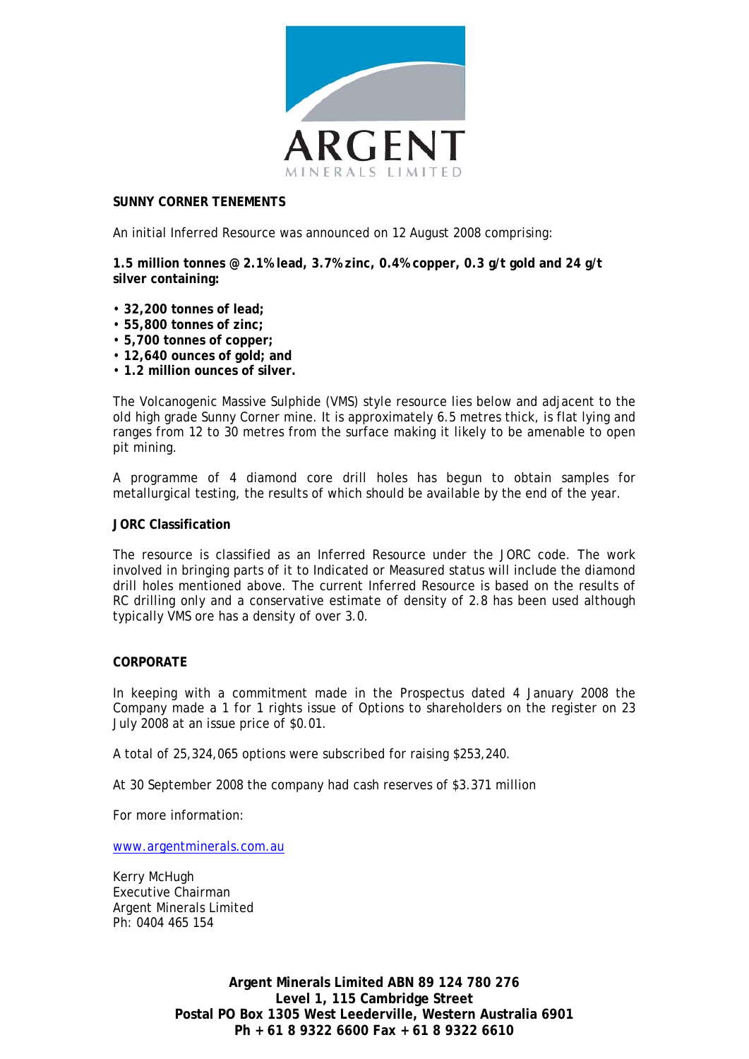## SUNNY CORNER TENEMENTS

An initial Inferred Resource was announced on 12 August 2008 comprising:

**1.5 million tonnes @ 2.1% lead, 3.7% zinc, 0.4% copper, 0.3 g/t gold and 24 g/t silver containing:**

- **32,200 tonnes of lead;**
- **55,800 tonnes of zinc;**
- **5,700 tonnes of copper;**
- **12,640 ounces of gold; and**
- **1.2 million ounces of silver.**

The Volcanogenic Massive Sulphide (VMS) style resource lies below and adjacent to the old high grade Sunny Corner mine. It is approximately 6.5 metres thick, is flat lying and ranges from 12 to 30 metres from the surface making it likely to be amenable to open pit mining.

A programme of 4 diamond core drill holes has begun to obtain samples for metallurgical testing, the results of which should be available by the end of the year.

### JORC Classification

The resource is classified as an Inferred Resource under the JORC code. The work involved in bringing parts of it to Indicated or Measured status will include the diamond drill holes mentioned above. The current Inferred Resource is based on the results of RC drilling only and a conservative estimate of density of 2.8 has been used although typically VMS ore has a density of over 3.0.

## CORPORATE

In keeping with a commitment made in the Prospectus dated 4 January 2008 the Company made a 1 for 1 rights issue of Options to shareholders on the register on 23 July 2008 at an issue price of $0.01.

A total of 25,324,065 options were subscribed for raising $253,240.

At 30 September 2008 the company had cash reserves of $3.371 million

For more information:

www.argentminerals.com.au

Kerry McHugh
Executive Chairman
Argent Minerals Limited
Ph: 0404 465 154

**Argent Minerals Limited ABN 89 124 780 276**
**Level 1, 115 Cambridge Street**
**Postal PO Box 1305 West Leederville, Western Australia 6901**
**Ph + 61 8 9322 6600 Fax + 61 8 9322 6610**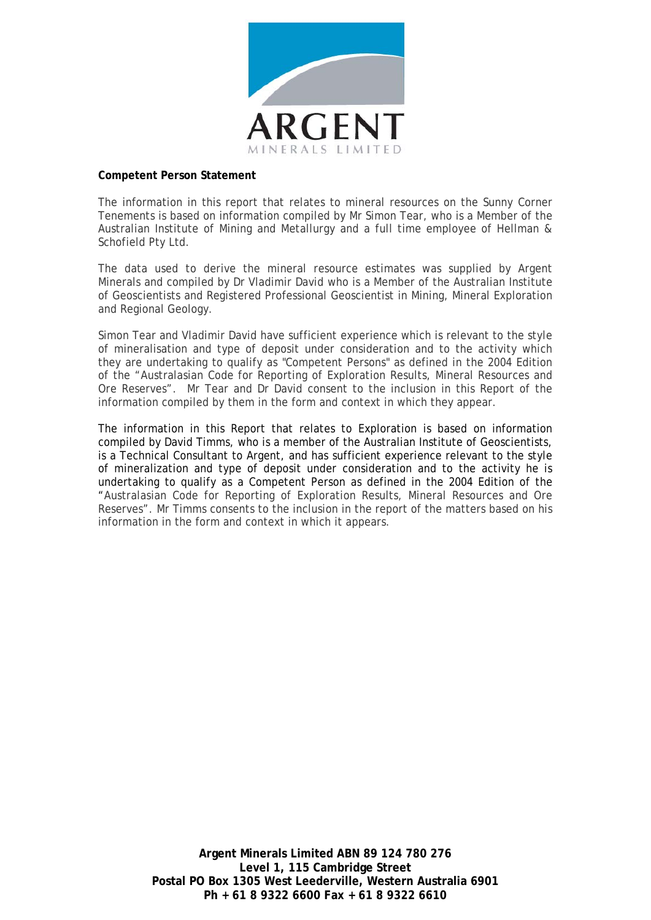**Competent Person Statement**

The information in this report that relates to mineral resources on the Sunny Corner Tenements is based on information compiled by Mr Simon Tear, who is a Member of the Australian Institute of Mining and Metallurgy and a full time employee of Hellman & Schofield Pty Ltd.

The data used to derive the mineral resource estimates was supplied by Argent Minerals and compiled by Dr Vladimir David who is a Member of the Australian Institute of Geoscientists and Registered Professional Geoscientist in Mining, Mineral Exploration and Regional Geology.

Simon Tear and Vladimir David have sufficient experience which is relevant to the style of mineralisation and type of deposit under consideration and to the activity which they are undertaking to qualify as "Competent Persons" as defined in the 2004 Edition of the "Australasian Code for Reporting of Exploration Results, Mineral Resources and Ore Reserves". Mr Tear and Dr David consent to the inclusion in this Report of the information compiled by them in the form and context in which they appear.

The information in this Report that relates to Exploration is based on information compiled by David Timms, who is a member of the Australian Institute of Geoscientists, is a Technical Consultant to Argent, and has sufficient experience relevant to the style of mineralization and type of deposit under consideration and to the activity he is undertaking to qualify as a Competent Person as defined in the 2004 Edition of the "Australasian Code for Reporting of Exploration Results, Mineral Resources and Ore Reserves". Mr Timms consents to the inclusion in the report of the matters based on his information in the form and context in which it appears.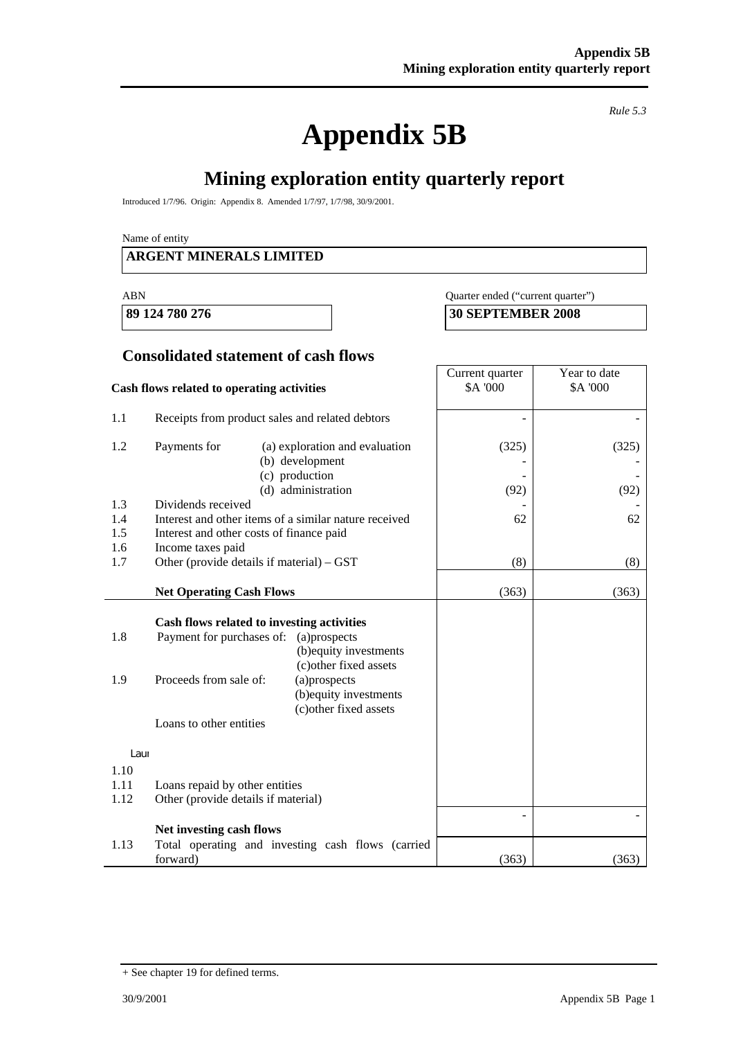*Rule 5.3*

# Appendix 5B

## Mining exploration entity quarterly report

Introduced 1/7/96. Origin: Appendix 8. Amended 1/7/97, 1/7/98, 30/9/2001.

Name of entity

**ARGENT MINERALS LIMITED**

| ABN | Quarter ended ("current quarter") |
|---|---|
| **89 124 780 276** | **30 SEPTEMBER 2008** |

### Consolidated statement of cash flows

| | **Cash flows related to operating activities** | Current quarter $A '000 | Year to date $A '000 |
|---|---|---|---|
| 1.1 | Receipts from product sales and related debtors | - | - |
| 1.2 | Payments for (a) exploration and evaluation | (325) | (325) |
| | (b) development | - | - |
| | (c) production | - | - |
| | (d) administration | (92) | (92) |
| 1.3 | Dividends received | - | - |
| 1.4 | Interest and other items of a similar nature received | 62 | 62 |
| 1.5 | Interest and other costs of finance paid | | |
| 1.6 | Income taxes paid | | |
| 1.7 | Other (provide details if material) – GST | (8) | (8) |
| | **Net Operating Cash Flows** | (363) | (363) |
| | **Cash flows related to investing activities** | | |
| 1.8 | Payment for purchases of: (a)prospects | | |
| | (b)equity investments | | |
| | (c)other fixed assets | | |
| 1.9 | Proceeds from sale of: (a)prospects | | |
| | (b)equity investments | | |
| | (c)other fixed assets | | |
| 1.10 | Loans to other entities | | |
| 1.11 | Loans repaid by other entities | | |
| 1.12 | Other (provide details if material) | | |
| | **Net investing cash flows** | - | - |
| 1.13 | Total operating and investing cash flows (carried forward) | (363) | (363) |

+ See chapter 19 for defined terms.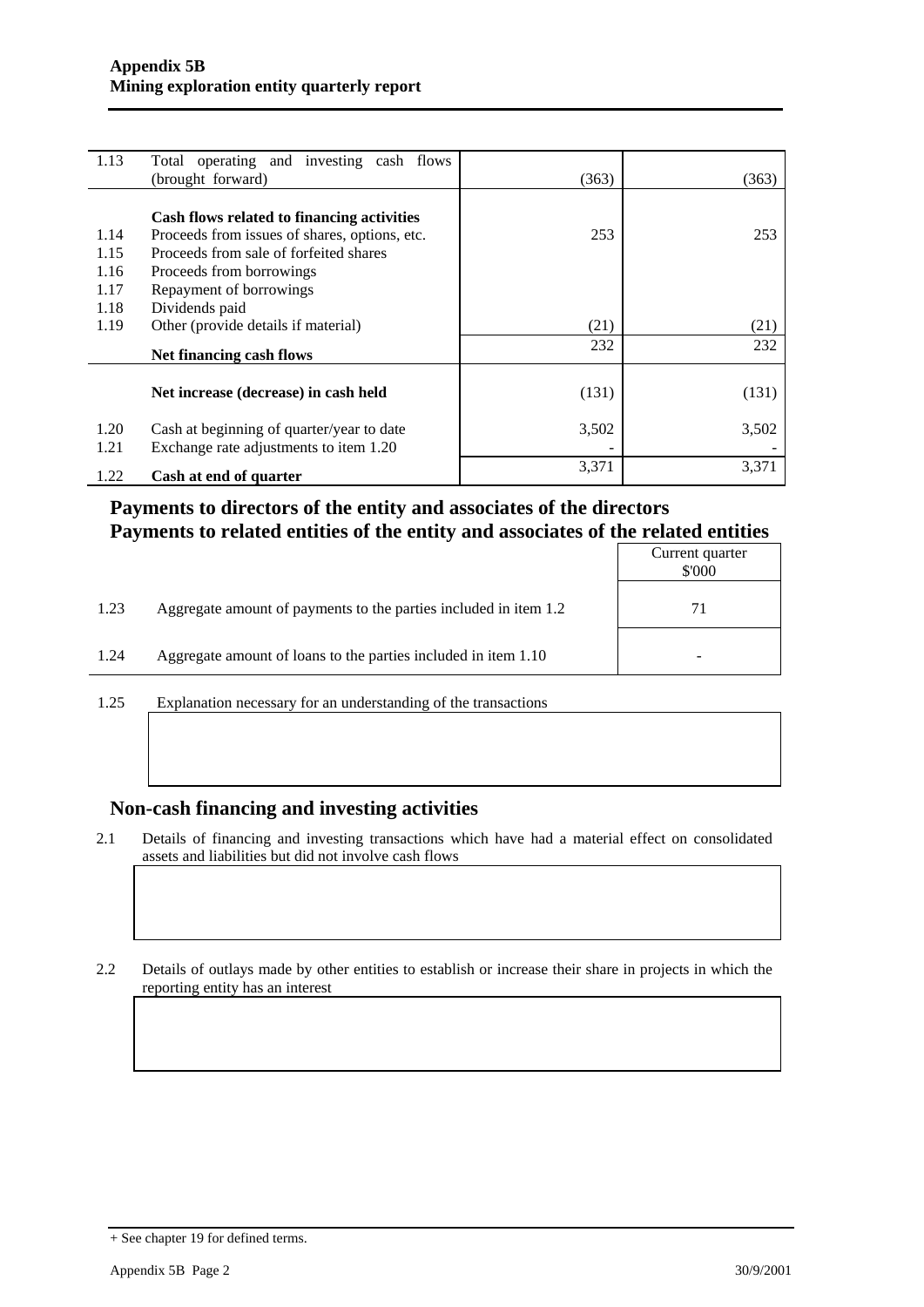| | | | |
|---|---|---|---|
| 1.13 | Total operating and investing cash flows (brought forward) | (363) | (363) |
| | **Cash flows related to financing activities** | | |
| 1.14 | Proceeds from issues of shares, options, etc. | 253 | 253 |
| 1.15 | Proceeds from sale of forfeited shares | | |
| 1.16 | Proceeds from borrowings | | |
| 1.17 | Repayment of borrowings | | |
| 1.18 | Dividends paid | | |
| 1.19 | Other (provide details if material) | (21) | (21) |
| | **Net financing cash flows** | 232 | 232 |
| | **Net increase (decrease) in cash held** | (131) | (131) |
| 1.20 | Cash at beginning of quarter/year to date | 3,502 | 3,502 |
| 1.21 | Exchange rate adjustments to item 1.20 | - | - |
| 1.22 | **Cash at end of quarter** | 3,371 | 3,371 |

## Payments to directors of the entity and associates of the directors
## Payments to related entities of the entity and associates of the related entities

| | | Current quarter $'000 |
|---|---|---|
| 1.23 | Aggregate amount of payments to the parties included in item 1.2 | 71 |
| 1.24 | Aggregate amount of loans to the parties included in item 1.10 | - |

1.25 Explanation necessary for an understanding of the transactions

## Non-cash financing and investing activities

2.1 Details of financing and investing transactions which have had a material effect on consolidated assets and liabilities but did not involve cash flows

2.2 Details of outlays made by other entities to establish or increase their share in projects in which the reporting entity has an interest

+ See chapter 19 for defined terms.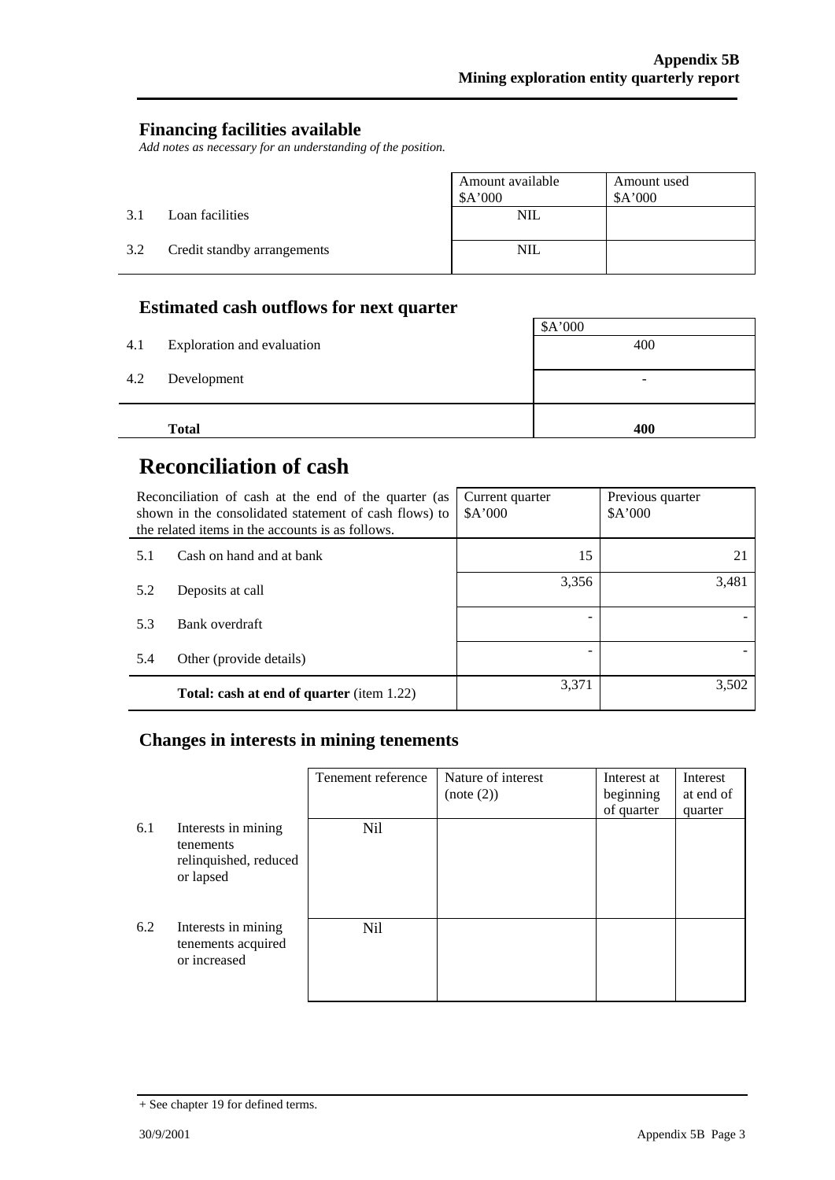## Financing facilities available

*Add notes as necessary for an understanding of the position.*

| | | Amount available $A'000 | Amount used $A'000 |
|---|---|---|---|
| 3.1 | Loan facilities | NIL | |
| 3.2 | Credit standby arrangements | NIL | |

## Estimated cash outflows for next quarter

| | | $A'000 |
|---|---|---|
| 4.1 | Exploration and evaluation | 400 |
| 4.2 | Development | - |
| | **Total** | **400** |

# Reconciliation of cash

| Reconciliation of cash at the end of the quarter (as shown in the consolidated statement of cash flows) to the related items in the accounts is as follows. | | Current quarter $A'000 | Previous quarter $A'000 |
|---|---|---|---|
| 5.1 | Cash on hand and at bank | 15 | 21 |
| 5.2 | Deposits at call | 3,356 | 3,481 |
| 5.3 | Bank overdraft | - | - |
| 5.4 | Other (provide details) | - | - |
| | **Total: cash at end of quarter** (item 1.22) | 3,371 | 3,502 |

## Changes in interests in mining tenements

| | | Tenement reference | Nature of interest (note (2)) | Interest at beginning of quarter | Interest at end of quarter |
|---|---|---|---|---|---|
| 6.1 | Interests in mining tenements relinquished, reduced or lapsed | Nil | | | |
| 6.2 | Interests in mining tenements acquired or increased | Nil | | | |

+ See chapter 19 for defined terms.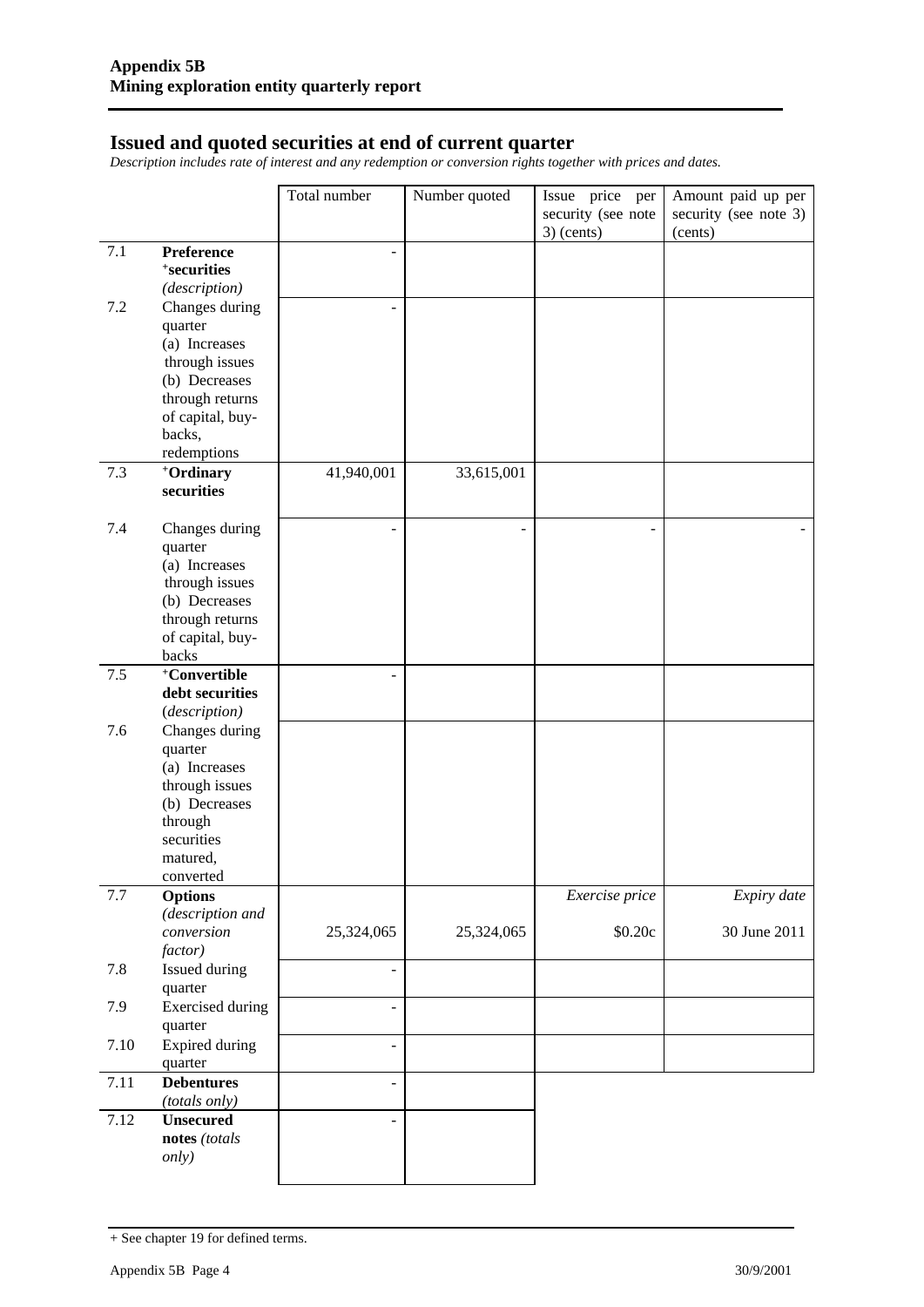## Issued and quoted securities at end of current quarter

*Description includes rate of interest and any redemption or conversion rights together with prices and dates.*

| | | Total number | Number quoted | Issue price per security (see note 3) (cents) | Amount paid up per security (see note 3) (cents) |
|---|---|---|---|---|---|
| 7.1 | **Preference** **+securities** *(description)* | - | | | |
| 7.2 | Changes during quarter (a) Increases through issues (b) Decreases through returns of capital, buy-backs, redemptions | - | | | |
| 7.3 | **+Ordinary securities** | 41,940,001 | 33,615,001 | | |
| 7.4 | Changes during quarter (a) Increases through issues (b) Decreases through returns of capital, buy-backs | - | - | - | - |
| 7.5 | **+Convertible debt securities** *(description)* | - | | | |
| 7.6 | Changes during quarter (a) Increases through issues (b) Decreases through securities matured, converted | | | | |
| 7.7 | **Options** *(description and conversion factor)* | 25,324,065 | 25,324,065 | *Exercise price* $0.20c | *Expiry date* 30 June 2011 |
| 7.8 | Issued during quarter | - | | | |
| 7.9 | Exercised during quarter | - | | | |
| 7.10 | Expired during quarter | - | | | |
| 7.11 | **Debentures** *(totals only)* | - | | | |
| 7.12 | **Unsecured notes** *(totals only)* | - | | | |

+ See chapter 19 for defined terms.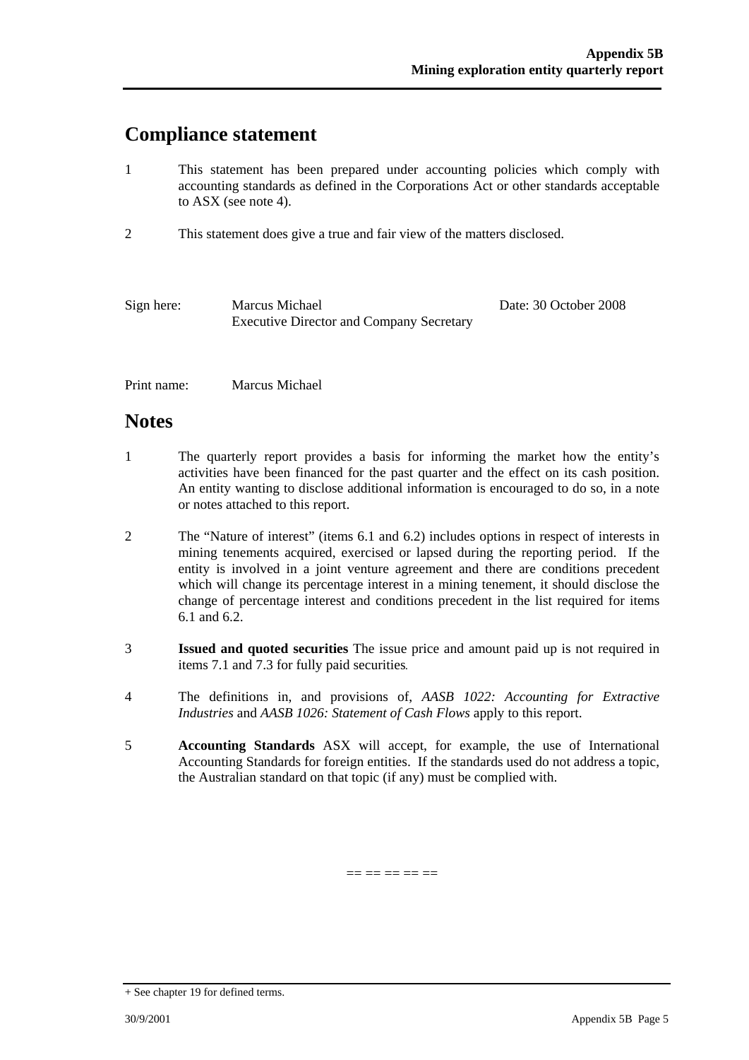## Compliance statement

1 This statement has been prepared under accounting policies which comply with accounting standards as defined in the Corporations Act or other standards acceptable to ASX (see note 4).

2 This statement does give a true and fair view of the matters disclosed.

Sign here: Marcus Michael Date: 30 October 2008
Executive Director and Company Secretary

Print name: Marcus Michael

## Notes

1 The quarterly report provides a basis for informing the market how the entity's activities have been financed for the past quarter and the effect on its cash position. An entity wanting to disclose additional information is encouraged to do so, in a note or notes attached to this report.

2 The "Nature of interest" (items 6.1 and 6.2) includes options in respect of interests in mining tenements acquired, exercised or lapsed during the reporting period. If the entity is involved in a joint venture agreement and there are conditions precedent which will change its percentage interest in a mining tenement, it should disclose the change of percentage interest and conditions precedent in the list required for items 6.1 and 6.2.

3 **Issued and quoted securities** The issue price and amount paid up is not required in items 7.1 and 7.3 for fully paid securities.

4 The definitions in, and provisions of, *AASB 1022: Accounting for Extractive Industries* and *AASB 1026: Statement of Cash Flows* apply to this report.

5 **Accounting Standards** ASX will accept, for example, the use of International Accounting Standards for foreign entities. If the standards used do not address a topic, the Australian standard on that topic (if any) must be complied with.

== == == == ==

+ See chapter 19 for defined terms.